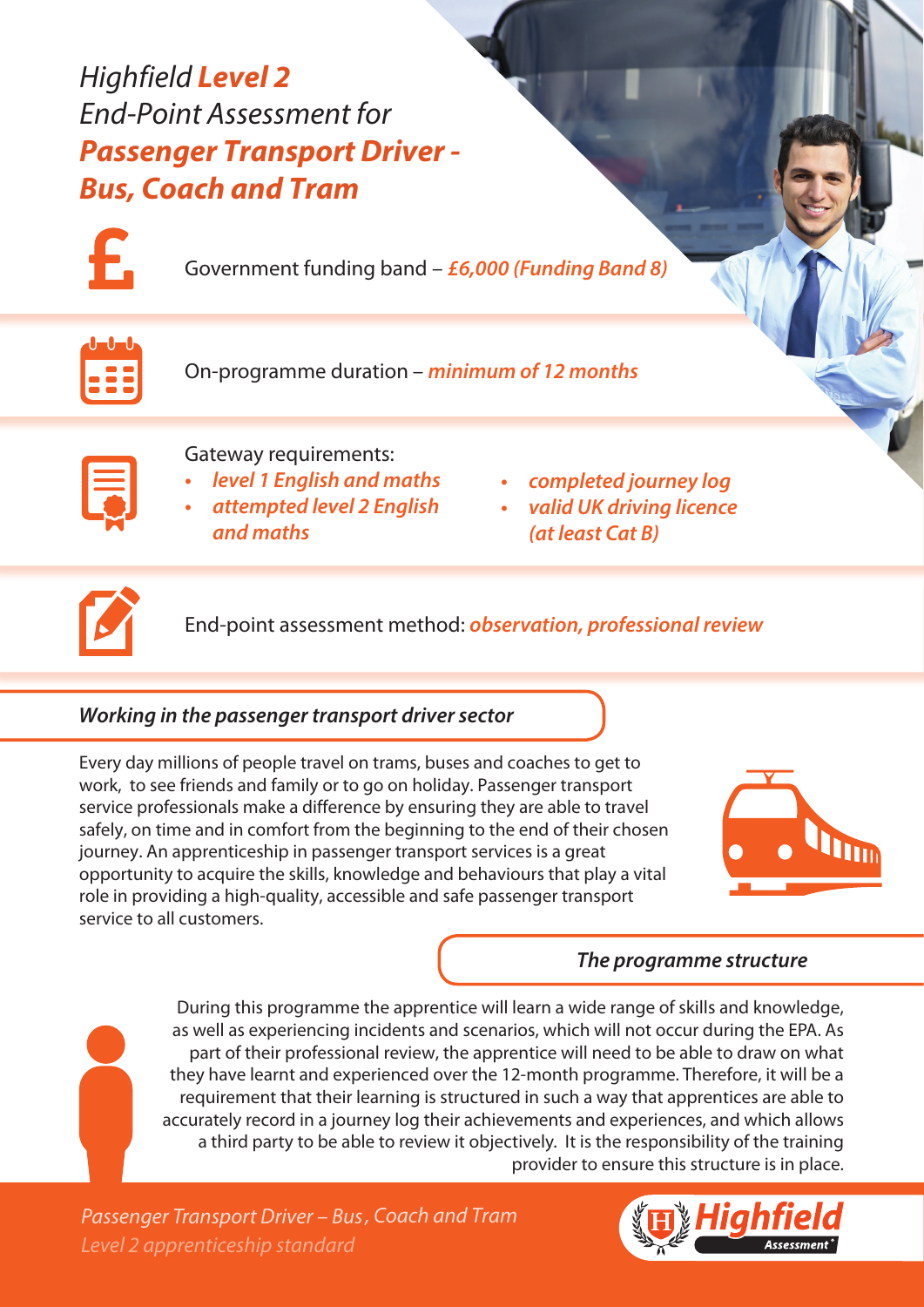# *Highfield* ***Level 2*** *End-Point Assessment for* ***Passenger Transport Driver - Bus, Coach and Tram***

Government funding band – ***£6,000 (Funding Band 8)***

On-programme duration – ***minimum of 12 months***

Gateway requirements:

- ***level 1 English and maths***
- ***attempted level 2 English and maths***
- ***completed journey log***
- ***valid UK driving licence (at least Cat B)***

End-point assessment method: ***observation, professional review***

## *Working in the passenger transport driver sector*

Every day millions of people travel on trams, buses and coaches to get to work, to see friends and family or to go on holiday. Passenger transport service professionals make a difference by ensuring they are able to travel safely, on time and in comfort from the beginning to the end of their chosen journey. An apprenticeship in passenger transport services is a great opportunity to acquire the skills, knowledge and behaviours that play a vital role in providing a high-quality, accessible and safe passenger transport service to all customers.

## *The programme structure*

During this programme the apprentice will learn a wide range of skills and knowledge, as well as experiencing incidents and scenarios, which will not occur during the EPA. As part of their professional review, the apprentice will need to be able to draw on what they have learnt and experienced over the 12-month programme. Therefore, it will be a requirement that their learning is structured in such a way that apprentices are able to accurately record in a journey log their achievements and experiences, and which allows a third party to be able to review it objectively. It is the responsibility of the training provider to ensure this structure is in place.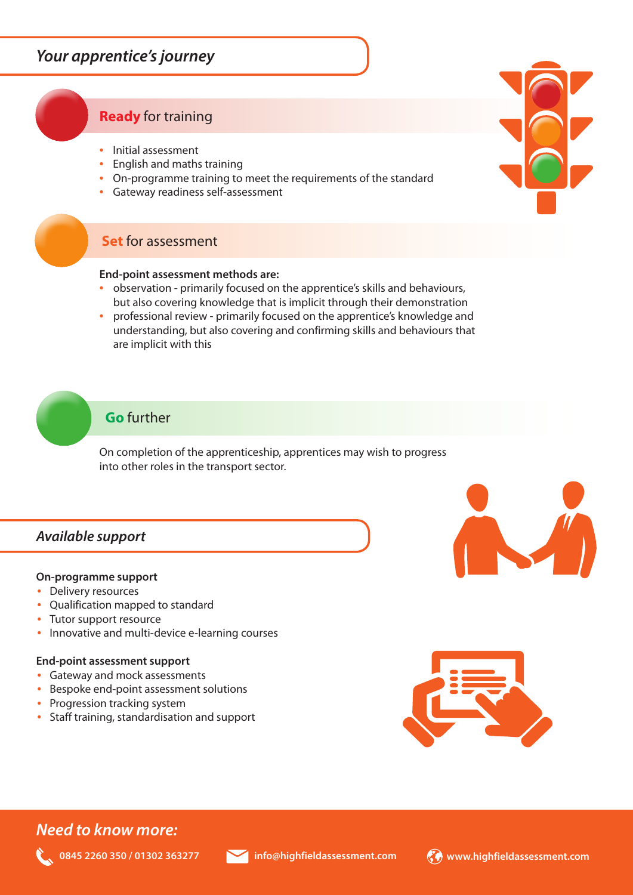## *Your apprentice's journey*

### **Ready** for training

- Initial assessment
- English and maths training
- On-programme training to meet the requirements of the standard
- Gateway readiness self-assessment

### **Set** for assessment

**End-point assessment methods are:**

- observation - primarily focused on the apprentice's skills and behaviours, but also covering knowledge that is implicit through their demonstration
- professional review - primarily focused on the apprentice's knowledge and understanding, but also covering and confirming skills and behaviours that are implicit with this

### **Go** further

On completion of the apprenticeship, apprentices may wish to progress into other roles in the transport sector.

## *Available support*

**On-programme support**

- Delivery resources
- Qualification mapped to standard
- Tutor support resource
- Innovative and multi-device e-learning courses

**End-point assessment support**

- Gateway and mock assessments
- Bespoke end-point assessment solutions
- Progression tracking system
- Staff training, standardisation and support

## *Need to know more:*

**0845 2260 350 / 01302 363277** **info@highfieldassessment.com** **www.highfieldassessment.com**